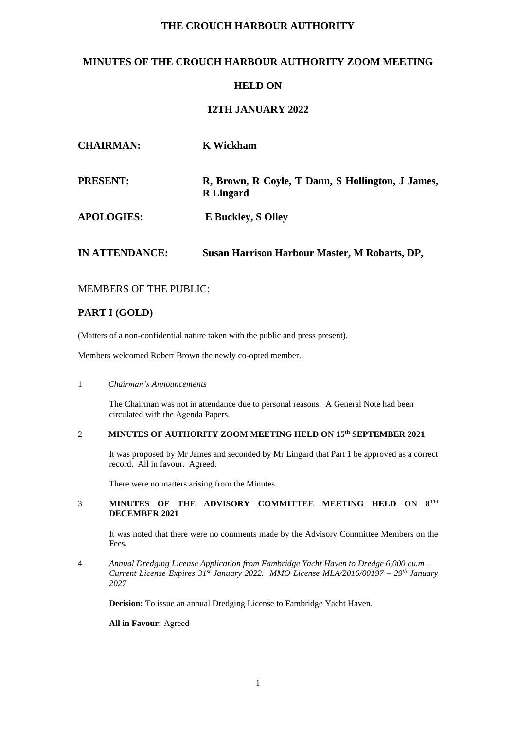# THE CROUCH HARBOUR AUTHORITY

## MINUTES OF THE CROUCH HARBOUR AUTHORITY ZOOM MEETING

## HELD ON

## 12TH JANUARY 2022

**CHAIRMAN:** **K Wickham**

**PRESENT:** **R, Brown, R Coyle, T Dann, S Hollington, J James, R Lingard**

**APOLOGIES:** **E Buckley, S Olley**

**IN ATTENDANCE:** **Susan Harrison Harbour Master, M Robarts, DP,**

MEMBERS OF THE PUBLIC:

## PART I (GOLD)

(Matters of a non-confidential nature taken with the public and press present).

Members welcomed Robert Brown the newly co-opted member.

1 *Chairman's Announcements*

The Chairman was not in attendance due to personal reasons. A General Note had been circulated with the Agenda Papers.

2 **MINUTES OF AUTHORITY ZOOM MEETING HELD ON 15th SEPTEMBER 2021**

It was proposed by Mr James and seconded by Mr Lingard that Part 1 be approved as a correct record. All in favour. Agreed.

There were no matters arising from the Minutes.

3 **MINUTES OF THE ADVISORY COMMITTEE MEETING HELD ON 8TH DECEMBER 2021**

It was noted that there were no comments made by the Advisory Committee Members on the Fees.

4 *Annual Dredging License Application from Fambridge Yacht Haven to Dredge 6,000 cu.m – Current License Expires 31st January 2022. MMO License MLA/2016/00197 – 29th January 2027*

**Decision:** To issue an annual Dredging License to Fambridge Yacht Haven.

**All in Favour:** Agreed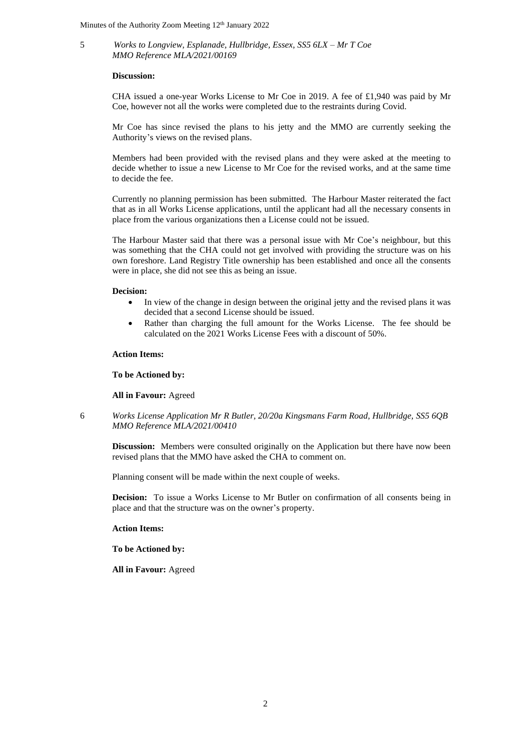5 *Works to Longview, Esplanade, Hullbridge, Essex, SS5 6LX – Mr T Coe*
*MMO Reference MLA/2021/00169*

**Discussion:**

CHA issued a one-year Works License to Mr Coe in 2019. A fee of £1,940 was paid by Mr Coe, however not all the works were completed due to the restraints during Covid.

Mr Coe has since revised the plans to his jetty and the MMO are currently seeking the Authority's views on the revised plans.

Members had been provided with the revised plans and they were asked at the meeting to decide whether to issue a new License to Mr Coe for the revised works, and at the same time to decide the fee.

Currently no planning permission has been submitted. The Harbour Master reiterated the fact that as in all Works License applications, until the applicant had all the necessary consents in place from the various organizations then a License could not be issued.

The Harbour Master said that there was a personal issue with Mr Coe's neighbour, but this was something that the CHA could not get involved with providing the structure was on his own foreshore. Land Registry Title ownership has been established and once all the consents were in place, she did not see this as being an issue.

**Decision:**

- In view of the change in design between the original jetty and the revised plans it was decided that a second License should be issued.
- Rather than charging the full amount for the Works License. The fee should be calculated on the 2021 Works License Fees with a discount of 50%.

**Action Items:**

**To be Actioned by:**

**All in Favour:** Agreed

6 *Works License Application Mr R Butler, 20/20a Kingsmans Farm Road, Hullbridge, SS5 6QB*
*MMO Reference MLA/2021/00410*

**Discussion:** Members were consulted originally on the Application but there have now been revised plans that the MMO have asked the CHA to comment on.

Planning consent will be made within the next couple of weeks.

**Decision:** To issue a Works License to Mr Butler on confirmation of all consents being in place and that the structure was on the owner's property.

**Action Items:**

**To be Actioned by:**

**All in Favour:** Agreed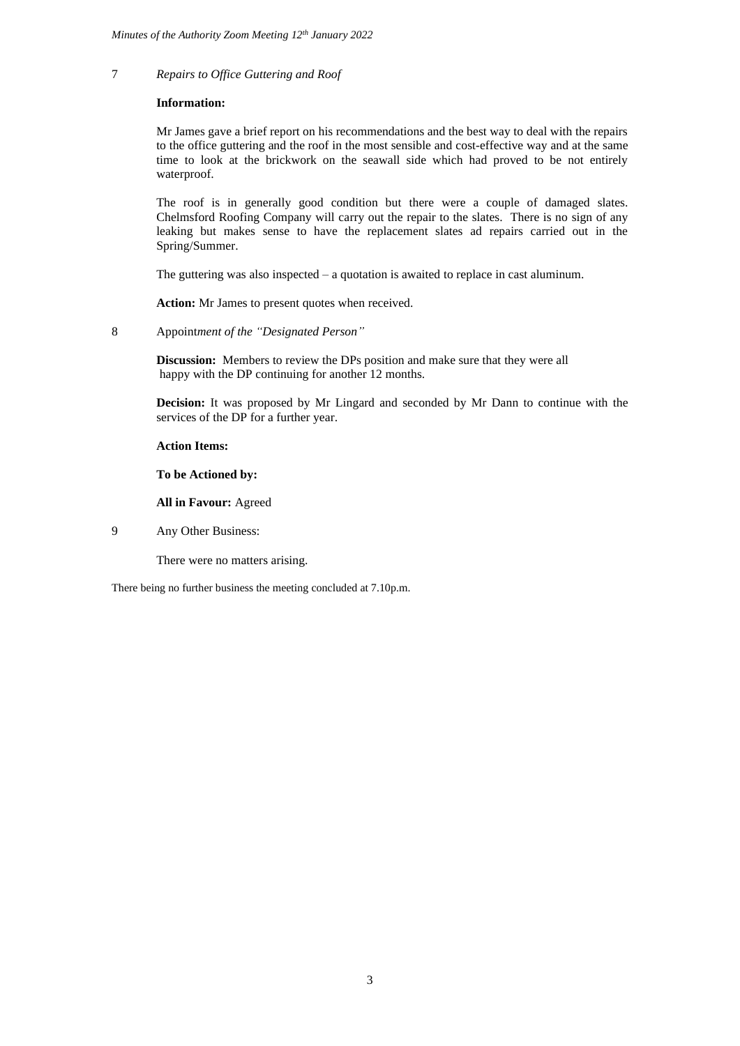7 *Repairs to Office Guttering and Roof*

**Information:**

Mr James gave a brief report on his recommendations and the best way to deal with the repairs to the office guttering and the roof in the most sensible and cost-effective way and at the same time to look at the brickwork on the seawall side which had proved to be not entirely waterproof.

The roof is in generally good condition but there were a couple of damaged slates. Chelmsford Roofing Company will carry out the repair to the slates. There is no sign of any leaking but makes sense to have the replacement slates ad repairs carried out in the Spring/Summer.

The guttering was also inspected – a quotation is awaited to replace in cast aluminum.

**Action:** Mr James to present quotes when received.

8 Appoint*ment of the "Designated Person"*

**Discussion:** Members to review the DPs position and make sure that they were all happy with the DP continuing for another 12 months.

**Decision:** It was proposed by Mr Lingard and seconded by Mr Dann to continue with the services of the DP for a further year.

**Action Items:**

**To be Actioned by:**

**All in Favour:** Agreed

9 Any Other Business:

There were no matters arising.

There being no further business the meeting concluded at 7.10p.m.